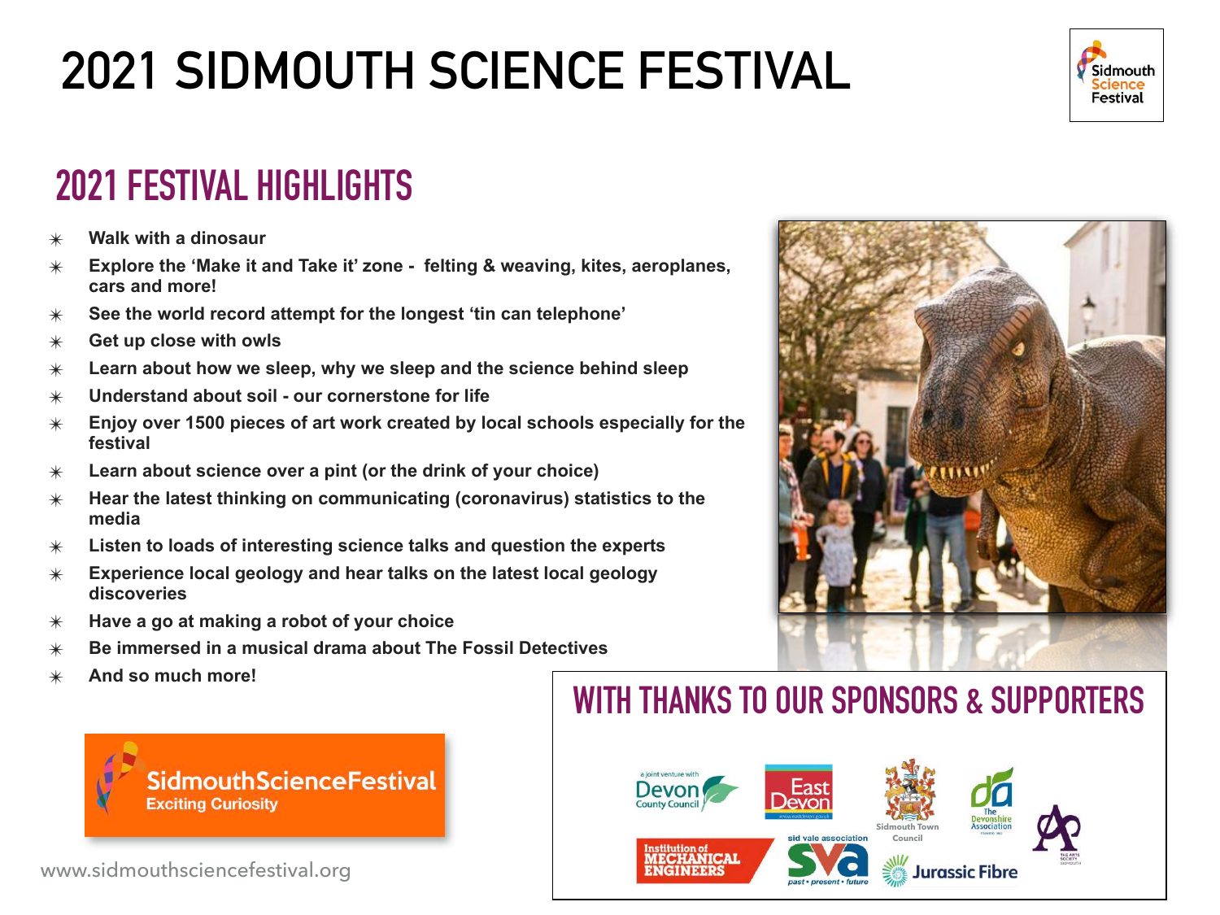# 2021 SIDMOUTH SCIENCE FESTIVAL

## 2021 FESTIVAL HIGHLIGHTS

- **Walk with a dinosaur**
- **Explore the 'Make it and Take it' zone - felting & weaving, kites, aeroplanes, cars and more!**
- **See the world record attempt for the longest 'tin can telephone'**
- **Get up close with owls**
- **Learn about how we sleep, why we sleep and the science behind sleep**
- **Understand about soil - our cornerstone for life**
- **Enjoy over 1500 pieces of art work created by local schools especially for the festival**
- **Learn about science over a pint (or the drink of your choice)**
- **Hear the latest thinking on communicating (coronavirus) statistics to the media**
- **Listen to loads of interesting science talks and question the experts**
- **Experience local geology and hear talks on the latest local geology discoveries**
- **Have a go at making a robot of your choice**
- **Be immersed in a musical drama about The Fossil Detectives**
- **And so much more!**

Sidmouth Science Festival
Exciting Curiosity

www.sidmouthsciencefestival.org

## WITH THANKS TO OUR SPONSORS & SUPPORTERS

Devon County Council · East Devon · Sidmouth Town Council · The Devonshire Association · The Arts Society Sidmouth · Institution of Mechanical Engineers · Sid Vale Association · Jurassic Fibre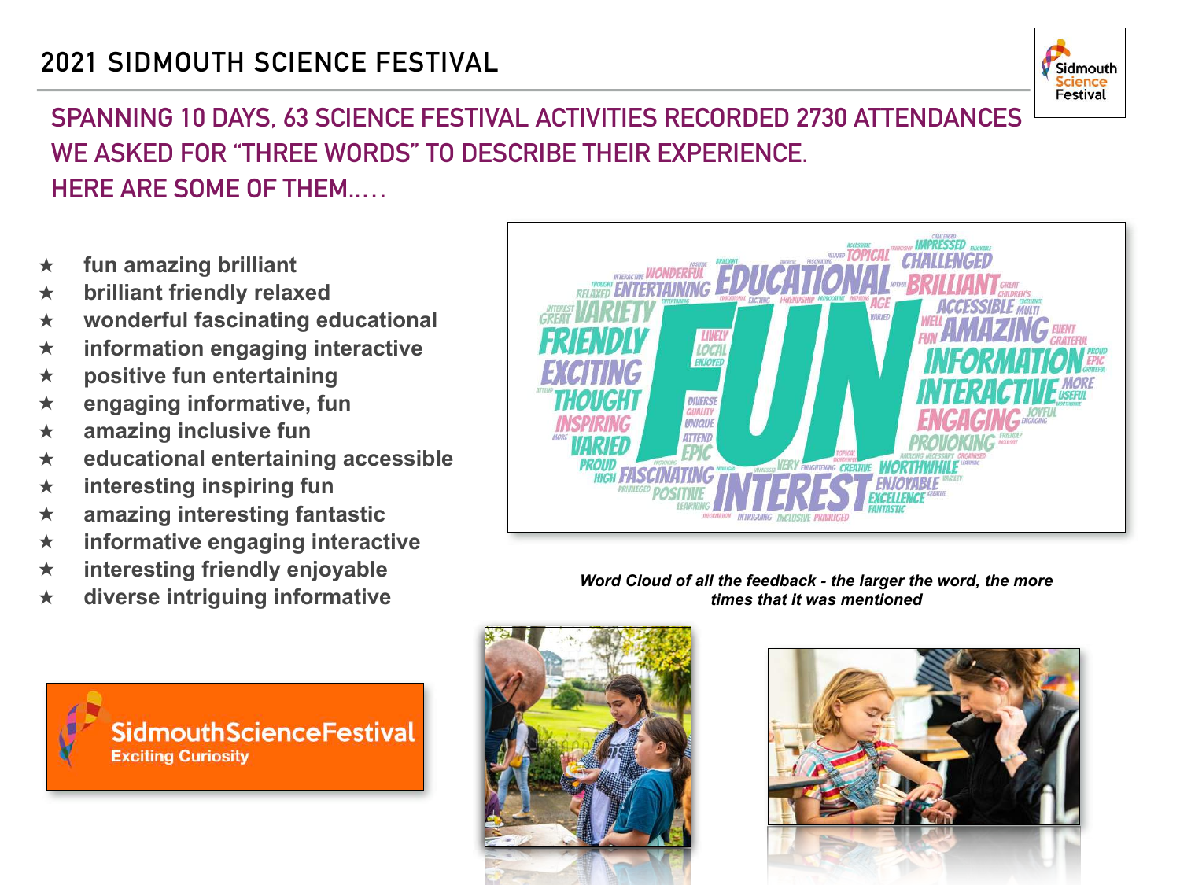# 2021 SIDMOUTH SCIENCE FESTIVAL

## SPANNING 10 DAYS, 63 SCIENCE FESTIVAL ACTIVITIES RECORDED 2730 ATTENDANCES
## WE ASKED FOR "THREE WORDS" TO DESCRIBE THEIR EXPERIENCE.
## HERE ARE SOME OF THEM.….

- **fun amazing brilliant**
- **brilliant friendly relaxed**
- **wonderful fascinating educational**
- **information engaging interactive**
- **positive fun entertaining**
- **engaging informative, fun**
- **amazing inclusive fun**
- **educational entertaining accessible**
- **interesting inspiring fun**
- **amazing interesting fantastic**
- **informative engaging interactive**
- **interesting friendly enjoyable**
- **diverse intriguing informative**

***Word Cloud of all the feedback - the larger the word, the more times that it was mentioned***

SidmouthScienceFestival
Exciting Curiosity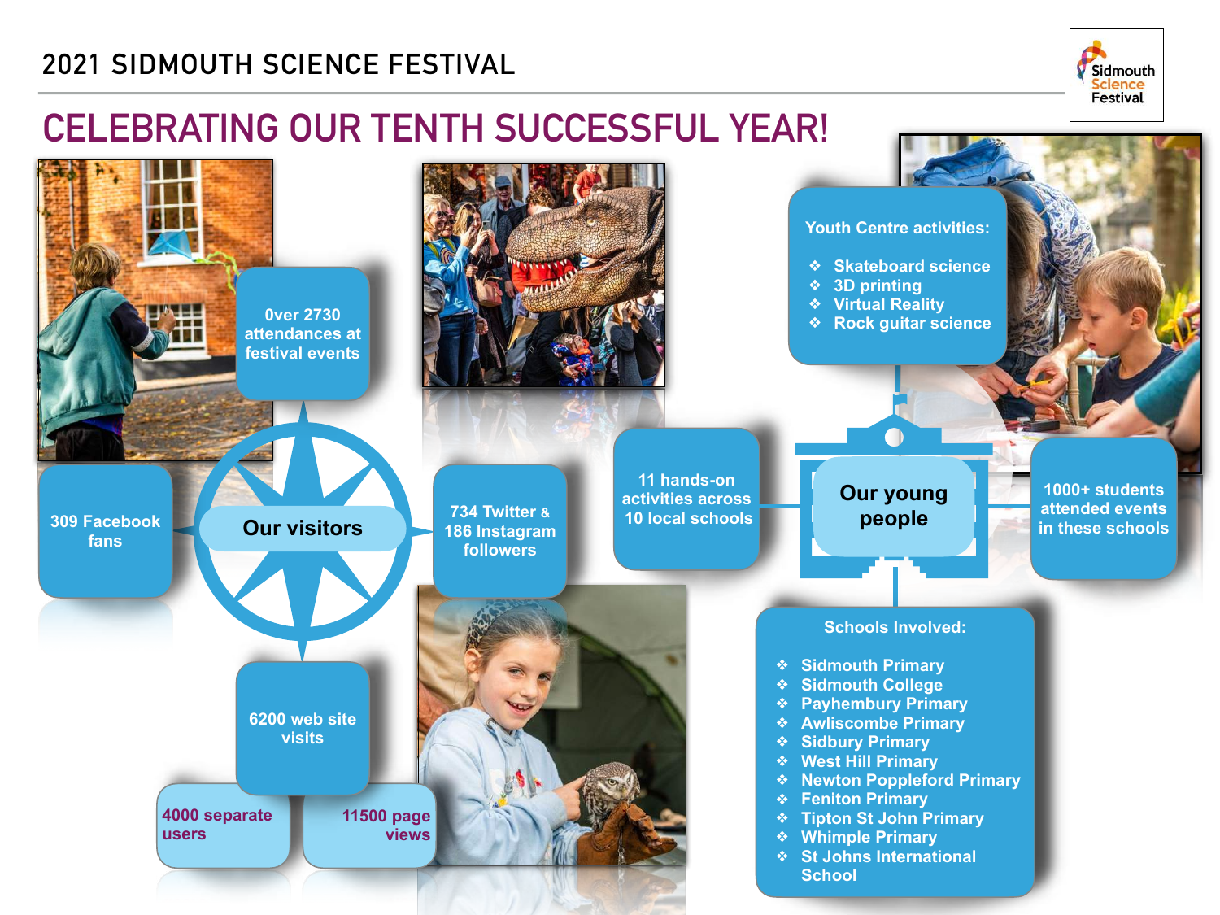# 2021 SIDMOUTH SCIENCE FESTIVAL

## CELEBRATING OUR TENTH SUCCESSFUL YEAR!

### Our visitors

- 0ver 2730 attendances at festival events
- 309 Facebook fans
- 734 Twitter & 186 Instagram followers
- 6200 web site visits
- 4000 separate users
- 11500 page views

### Our young people

- 11 hands-on activities across 10 local schools
- 1000+ students attended events in these schools

**Youth Centre activities:**

- Skateboard science
- 3D printing
- Virtual Reality
- Rock guitar science

**Schools Involved:**

- Sidmouth Primary
- Sidmouth College
- Payhembury Primary
- Awliscombe Primary
- Sidbury Primary
- West Hill Primary
- Newton Poppleford Primary
- Feniton Primary
- Tipton St John Primary
- Whimple Primary
- St Johns International School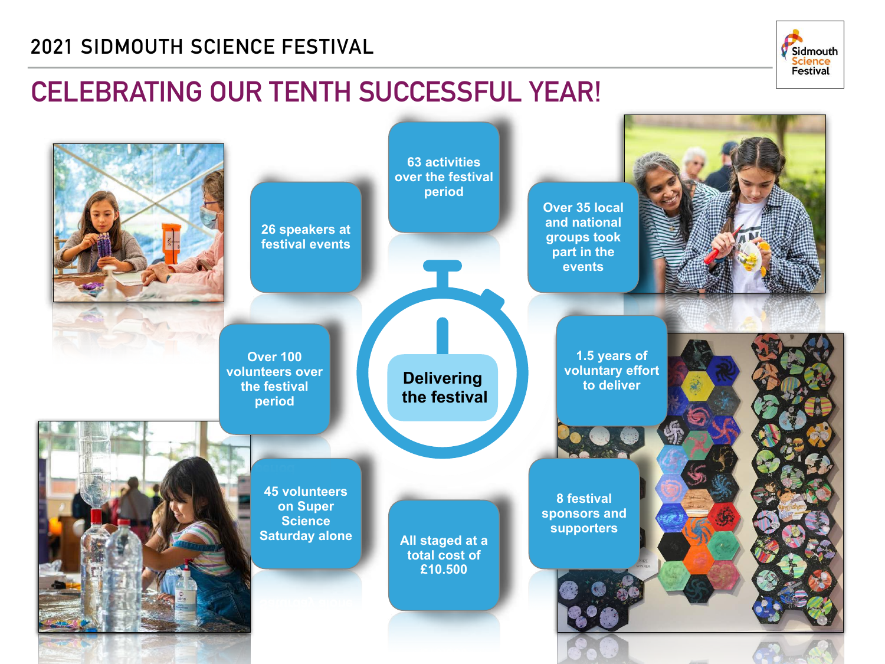# 2021 SIDMOUTH SCIENCE FESTIVAL

## CELEBRATING OUR TENTH SUCCESSFUL YEAR!

Sidmouth Science Festival

**Delivering the festival**

- 63 activities over the festival period
- 26 speakers at festival events
- Over 35 local and national groups took part in the events
- Over 100 volunteers over the festival period
- 1.5 years of voluntary effort to deliver
- 45 volunteers on Super Science Saturday alone
- 8 festival sponsors and supporters
- All staged at a total cost of £10.500